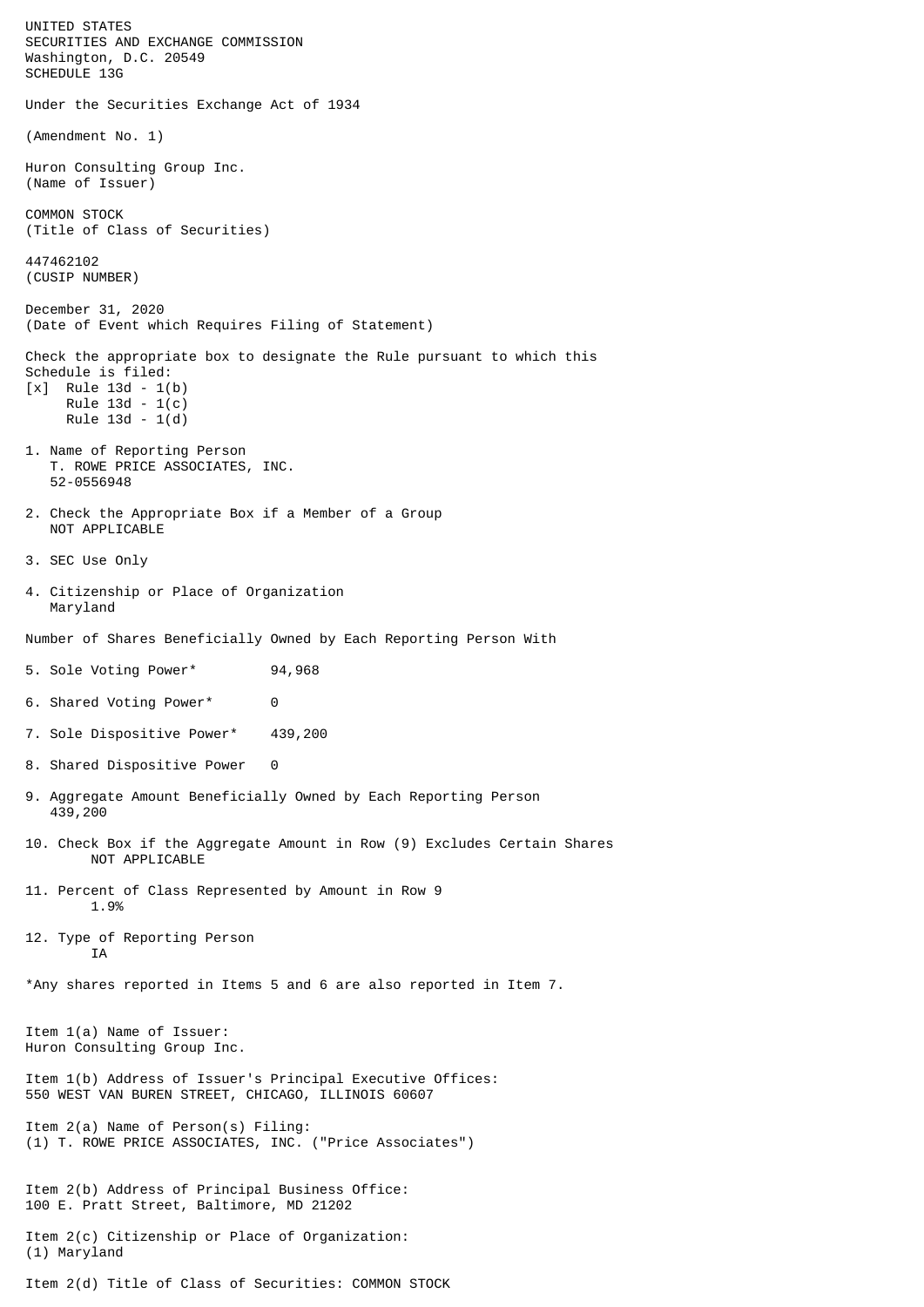UNITED STATES
SECURITIES AND EXCHANGE COMMISSION
Washington, D.C. 20549
SCHEDULE 13G

Under the Securities Exchange Act of 1934

(Amendment No. 1)

Huron Consulting Group Inc.
(Name of Issuer)

COMMON STOCK
(Title of Class of Securities)

447462102
(CUSIP NUMBER)

December 31, 2020
(Date of Event which Requires Filing of Statement)

Check the appropriate box to designate the Rule pursuant to which this Schedule is filed:
[x] Rule 13d - 1(b)
Rule 13d - 1(c)
Rule 13d - 1(d)

1. Name of Reporting Person
   T. ROWE PRICE ASSOCIATES, INC.
   52-0556948

2. Check the Appropriate Box if a Member of a Group
   NOT APPLICABLE

3. SEC Use Only

4. Citizenship or Place of Organization
   Maryland

Number of Shares Beneficially Owned by Each Reporting Person With

5. Sole Voting Power* 94,968

6. Shared Voting Power* 0

7. Sole Dispositive Power* 439,200

8. Shared Dispositive Power 0

9. Aggregate Amount Beneficially Owned by Each Reporting Person
   439,200

10. Check Box if the Aggregate Amount in Row (9) Excludes Certain Shares
    NOT APPLICABLE

11. Percent of Class Represented by Amount in Row 9
    1.9%

12. Type of Reporting Person
    IA

*Any shares reported in Items 5 and 6 are also reported in Item 7.

Item 1(a) Name of Issuer:
Huron Consulting Group Inc.

Item 1(b) Address of Issuer's Principal Executive Offices:
550 WEST VAN BUREN STREET, CHICAGO, ILLINOIS 60607

Item 2(a) Name of Person(s) Filing:
(1) T. ROWE PRICE ASSOCIATES, INC. ("Price Associates")

Item 2(b) Address of Principal Business Office:
100 E. Pratt Street, Baltimore, MD 21202

Item 2(c) Citizenship or Place of Organization:
(1) Maryland

Item 2(d) Title of Class of Securities: COMMON STOCK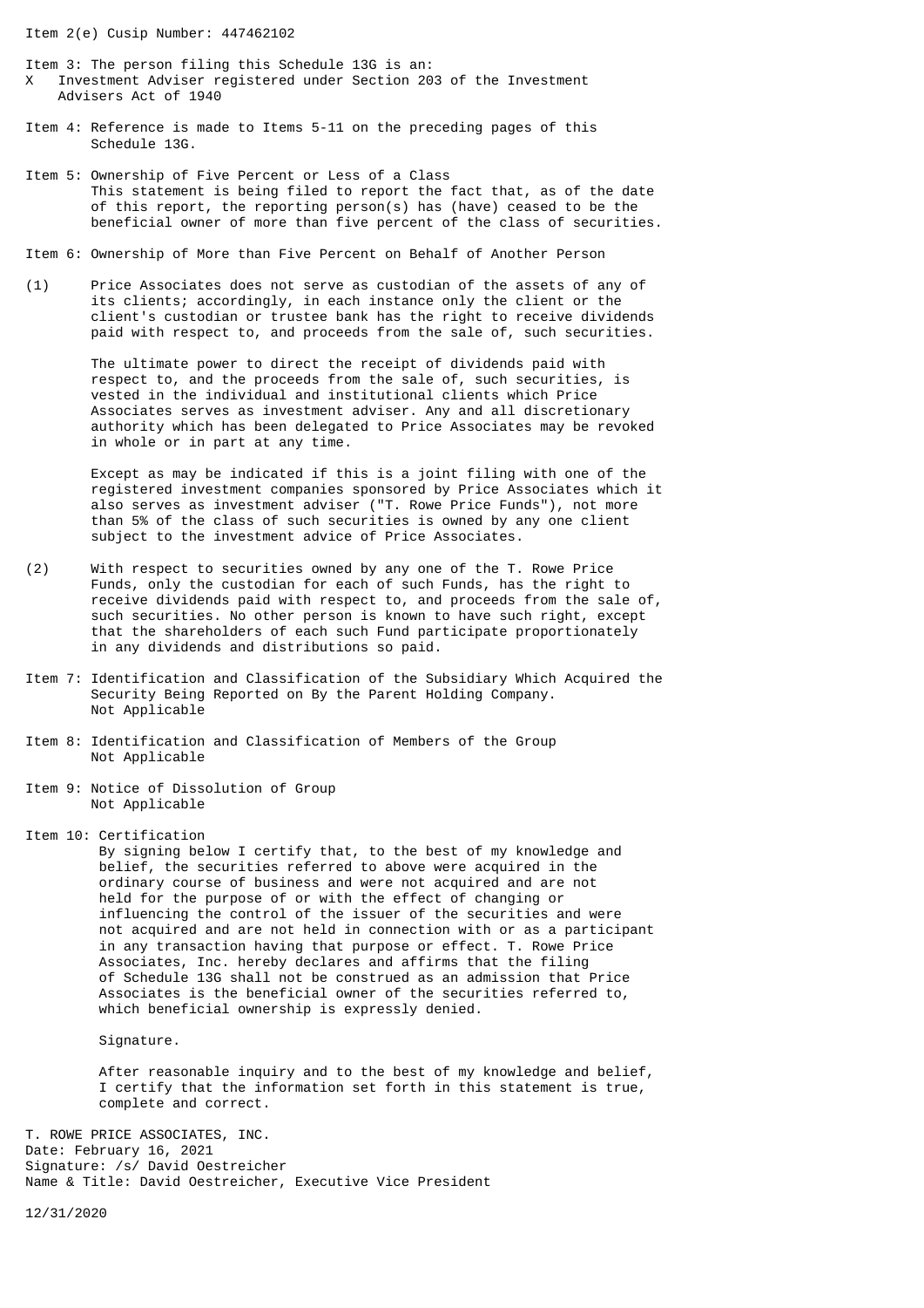Item 2(e) Cusip Number: 447462102

Item 3: The person filing this Schedule 13G is an:

X Investment Adviser registered under Section 203 of the Investment Advisers Act of 1940

Item 4: Reference is made to Items 5-11 on the preceding pages of this Schedule 13G.

Item 5: Ownership of Five Percent or Less of a Class

This statement is being filed to report the fact that, as of the date of this report, the reporting person(s) has (have) ceased to be the beneficial owner of more than five percent of the class of securities.

Item 6: Ownership of More than Five Percent on Behalf of Another Person

(1) Price Associates does not serve as custodian of the assets of any of its clients; accordingly, in each instance only the client or the client's custodian or trustee bank has the right to receive dividends paid with respect to, and proceeds from the sale of, such securities.

The ultimate power to direct the receipt of dividends paid with respect to, and the proceeds from the sale of, such securities, is vested in the individual and institutional clients which Price Associates serves as investment adviser. Any and all discretionary authority which has been delegated to Price Associates may be revoked in whole or in part at any time.

Except as may be indicated if this is a joint filing with one of the registered investment companies sponsored by Price Associates which it also serves as investment adviser ("T. Rowe Price Funds"), not more than 5% of the class of such securities is owned by any one client subject to the investment advice of Price Associates.

(2) With respect to securities owned by any one of the T. Rowe Price Funds, only the custodian for each of such Funds, has the right to receive dividends paid with respect to, and proceeds from the sale of, such securities. No other person is known to have such right, except that the shareholders of each such Fund participate proportionately in any dividends and distributions so paid.

Item 7: Identification and Classification of the Subsidiary Which Acquired the Security Being Reported on By the Parent Holding Company.

Not Applicable

Item 8: Identification and Classification of Members of the Group

Not Applicable

Item 9: Notice of Dissolution of Group

Not Applicable

Item 10: Certification

By signing below I certify that, to the best of my knowledge and belief, the securities referred to above were acquired in the ordinary course of business and were not acquired and are not held for the purpose of or with the effect of changing or influencing the control of the issuer of the securities and were not acquired and are not held in connection with or as a participant in any transaction having that purpose or effect. T. Rowe Price Associates, Inc. hereby declares and affirms that the filing of Schedule 13G shall not be construed as an admission that Price Associates is the beneficial owner of the securities referred to, which beneficial ownership is expressly denied.

Signature.

After reasonable inquiry and to the best of my knowledge and belief, I certify that the information set forth in this statement is true, complete and correct.

T. ROWE PRICE ASSOCIATES, INC.
Date: February 16, 2021
Signature: /s/ David Oestreicher
Name & Title: David Oestreicher, Executive Vice President

12/31/2020